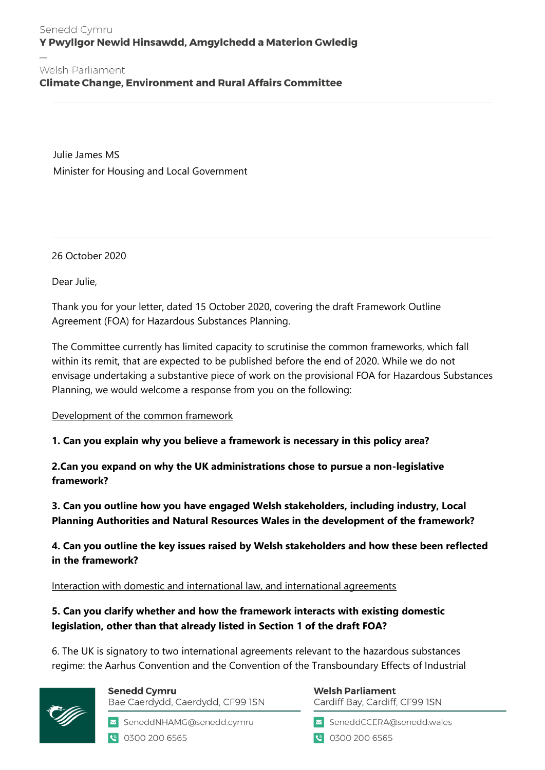Senedd Cymru
**Y Pwyllgor Newid Hinsawdd, Amgylchedd a Materion Gwledig**

—

Welsh Parliament
**Climate Change, Environment and Rural Affairs Committee**

Julie James MS
Minister for Housing and Local Government

26 October 2020

Dear Julie,

Thank you for your letter, dated 15 October 2020, covering the draft Framework Outline Agreement (FOA) for Hazardous Substances Planning.

The Committee currently has limited capacity to scrutinise the common frameworks, which fall within its remit, that are expected to be published before the end of 2020. While we do not envisage undertaking a substantive piece of work on the provisional FOA for Hazardous Substances Planning, we would welcome a response from you on the following:

<u>Development of the common framework</u>

**1. Can you explain why you believe a framework is necessary in this policy area?**

**2.Can you expand on why the UK administrations chose to pursue a non-legislative framework?**

**3. Can you outline how you have engaged Welsh stakeholders, including industry, Local Planning Authorities and Natural Resources Wales in the development of the framework?**

**4. Can you outline the key issues raised by Welsh stakeholders and how these been reflected in the framework?**

<u>Interaction with domestic and international law, and international agreements</u>

**5. Can you clarify whether and how the framework interacts with existing domestic legislation, other than that already listed in Section 1 of the draft FOA?**

6. The UK is signatory to two international agreements relevant to the hazardous substances regime: the Aarhus Convention and the Convention of the Transboundary Effects of Industrial

**Senedd Cymru**
Bae Caerdydd, Caerdydd, CF99 1SN
SeneddNHAMG@senedd.cymru
0300 200 6565

**Welsh Parliament**
Cardiff Bay, Cardiff, CF99 1SN
SeneddCCERA@senedd.wales
0300 200 6565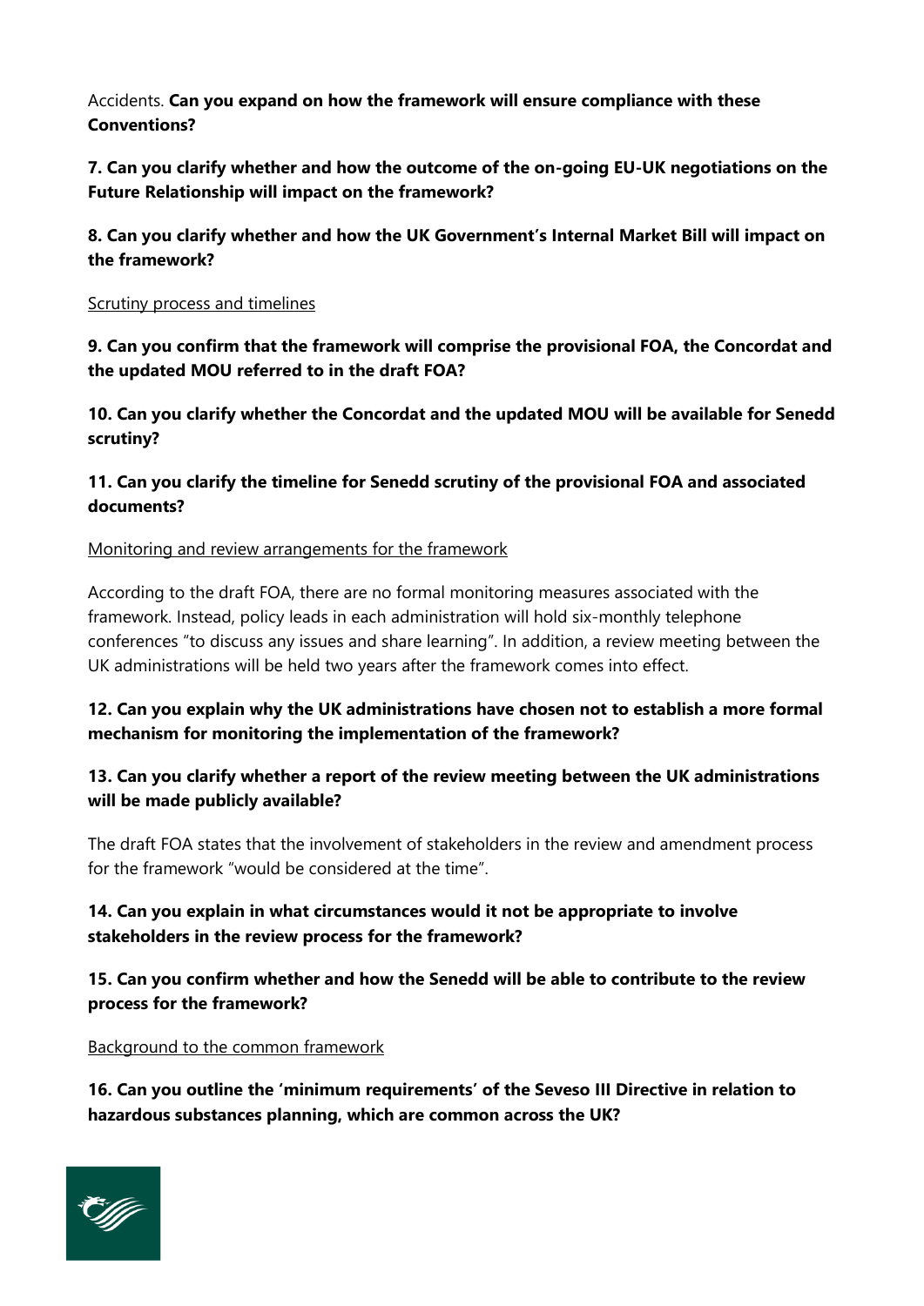Accidents. **Can you expand on how the framework will ensure compliance with these Conventions?**

**7. Can you clarify whether and how the outcome of the on-going EU-UK negotiations on the Future Relationship will impact on the framework?**

**8. Can you clarify whether and how the UK Government's Internal Market Bill will impact on the framework?**

<u>Scrutiny process and timelines</u>

**9. Can you confirm that the framework will comprise the provisional FOA, the Concordat and the updated MOU referred to in the draft FOA?**

**10. Can you clarify whether the Concordat and the updated MOU will be available for Senedd scrutiny?**

**11. Can you clarify the timeline for Senedd scrutiny of the provisional FOA and associated documents?**

<u>Monitoring and review arrangements for the framework</u>

According to the draft FOA, there are no formal monitoring measures associated with the framework. Instead, policy leads in each administration will hold six-monthly telephone conferences "to discuss any issues and share learning". In addition, a review meeting between the UK administrations will be held two years after the framework comes into effect.

**12. Can you explain why the UK administrations have chosen not to establish a more formal mechanism for monitoring the implementation of the framework?**

**13. Can you clarify whether a report of the review meeting between the UK administrations will be made publicly available?**

The draft FOA states that the involvement of stakeholders in the review and amendment process for the framework "would be considered at the time".

**14. Can you explain in what circumstances would it not be appropriate to involve stakeholders in the review process for the framework?**

**15. Can you confirm whether and how the Senedd will be able to contribute to the review process for the framework?**

<u>Background to the common framework</u>

**16. Can you outline the 'minimum requirements' of the Seveso III Directive in relation to hazardous substances planning, which are common across the UK?**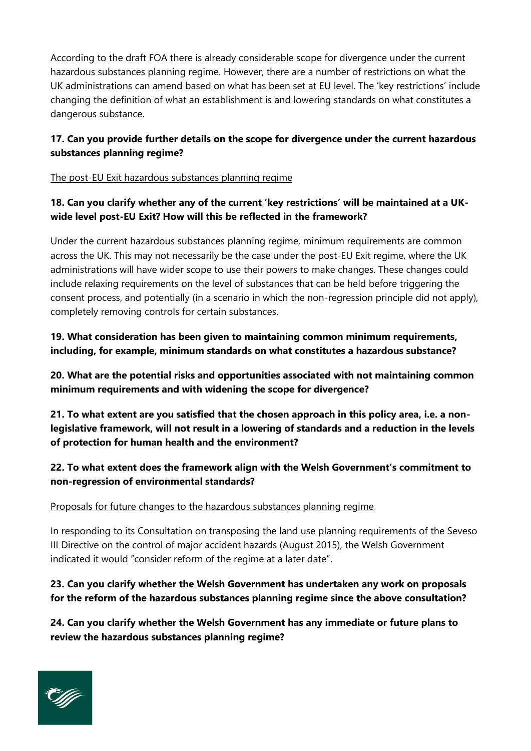According to the draft FOA there is already considerable scope for divergence under the current hazardous substances planning regime. However, there are a number of restrictions on what the UK administrations can amend based on what has been set at EU level. The 'key restrictions' include changing the definition of what an establishment is and lowering standards on what constitutes a dangerous substance.

**17. Can you provide further details on the scope for divergence under the current hazardous substances planning regime?**

<u>The post-EU Exit hazardous substances planning regime</u>

**18. Can you clarify whether any of the current 'key restrictions' will be maintained at a UK-wide level post-EU Exit? How will this be reflected in the framework?**

Under the current hazardous substances planning regime, minimum requirements are common across the UK. This may not necessarily be the case under the post-EU Exit regime, where the UK administrations will have wider scope to use their powers to make changes. These changes could include relaxing requirements on the level of substances that can be held before triggering the consent process, and potentially (in a scenario in which the non-regression principle did not apply), completely removing controls for certain substances.

**19. What consideration has been given to maintaining common minimum requirements, including, for example, minimum standards on what constitutes a hazardous substance?**

**20. What are the potential risks and opportunities associated with not maintaining common minimum requirements and with widening the scope for divergence?**

**21. To what extent are you satisfied that the chosen approach in this policy area, i.e. a non-legislative framework, will not result in a lowering of standards and a reduction in the levels of protection for human health and the environment?**

**22. To what extent does the framework align with the Welsh Government's commitment to non-regression of environmental standards?**

<u>Proposals for future changes to the hazardous substances planning regime</u>

In responding to its Consultation on transposing the land use planning requirements of the Seveso III Directive on the control of major accident hazards (August 2015), the Welsh Government indicated it would "consider reform of the regime at a later date".

**23. Can you clarify whether the Welsh Government has undertaken any work on proposals for the reform of the hazardous substances planning regime since the above consultation?**

**24. Can you clarify whether the Welsh Government has any immediate or future plans to review the hazardous substances planning regime?**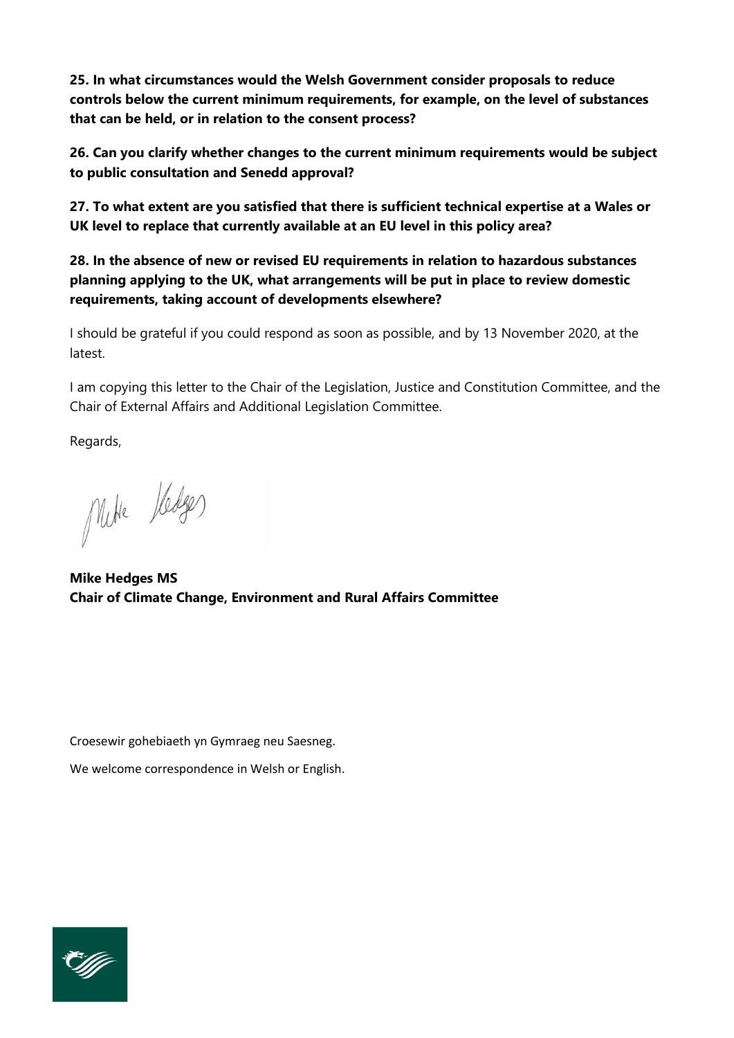**25. In what circumstances would the Welsh Government consider proposals to reduce controls below the current minimum requirements, for example, on the level of substances that can be held, or in relation to the consent process?**

**26. Can you clarify whether changes to the current minimum requirements would be subject to public consultation and Senedd approval?**

**27. To what extent are you satisfied that there is sufficient technical expertise at a Wales or UK level to replace that currently available at an EU level in this policy area?**

**28. In the absence of new or revised EU requirements in relation to hazardous substances planning applying to the UK, what arrangements will be put in place to review domestic requirements, taking account of developments elsewhere?**

I should be grateful if you could respond as soon as possible, and by 13 November 2020, at the latest.

I am copying this letter to the Chair of the Legislation, Justice and Constitution Committee, and the Chair of External Affairs and Additional Legislation Committee.

Regards,

Mike Hedges

**Mike Hedges MS**
**Chair of Climate Change, Environment and Rural Affairs Committee**

Croesewir gohebiaeth yn Gymraeg neu Saesneg.

We welcome correspondence in Welsh or English.